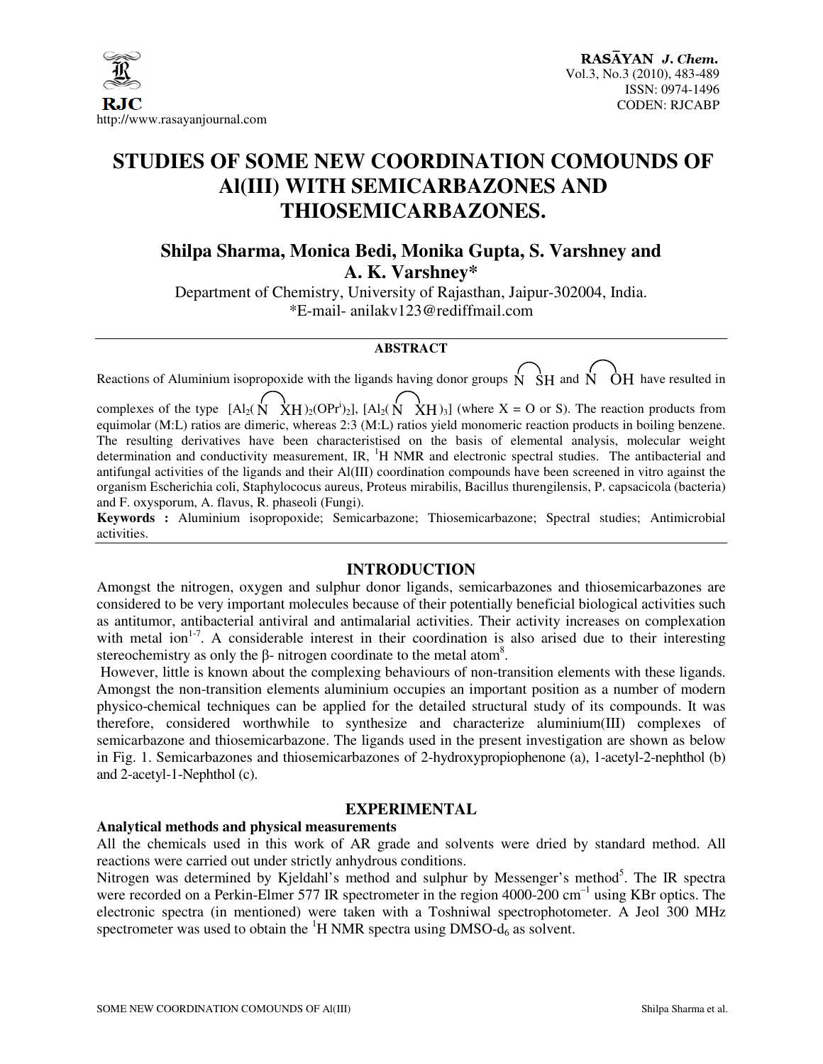# STUDIES OF SOME NEW COORDINATION COMOUNDS OF Al(III) WITH SEMICARBAZONES AND THIOSEMICARBAZONES.

## Shilpa Sharma, Monica Bedi, Monika Gupta, S. Varshney and A. K. Varshney*

Department of Chemistry, University of Rajasthan, Jaipur-302004, India.
*E-mail- anilakv123@rediffmail.com

### ABSTRACT

Reactions of Aluminium isopropoxide with the ligands having donor groups $\widehat{N\ SH}$ and $\widehat{N\ OH}$ have resulted in complexes of the type $[Al_2(\widehat{N\ XH})_2(OPr^i)_2]$, $[Al_2(\widehat{N\ XH})_3]$ (where X = O or S). The reaction products from equimolar (M:L) ratios are dimeric, whereas 2:3 (M:L) ratios yield monomeric reaction products in boiling benzene. The resulting derivatives have been characteristised on the basis of elemental analysis, molecular weight determination and conductivity measurement, IR, $^1$H NMR and electronic spectral studies. The antibacterial and antifungal activities of the ligands and their Al(III) coordination compounds have been screened in vitro against the organism Escherichia coli, Staphylococus aureus, Proteus mirabilis, Bacillus thurengilensis, P. capsacicola (bacteria) and F. oxysporum, A. flavus, R. phaseoli (Fungi).

**Keywords :** Aluminium isopropoxide; Semicarbazone; Thiosemicarbazone; Spectral studies; Antimicrobial activities.

## INTRODUCTION

Amongst the nitrogen, oxygen and sulphur donor ligands, semicarbazones and thiosemicarbazones are considered to be very important molecules because of their potentially beneficial biological activities such as antitumor, antibacterial antiviral and antimalarial activities. Their activity increases on complexation with metal ion[1-7]. A considerable interest in their coordination is also arised due to their interesting stereochemistry as only the β- nitrogen coordinate to the metal atom[8].

However, little is known about the complexing behaviours of non-transition elements with these ligands. Amongst the non-transition elements aluminium occupies an important position as a number of modern physico-chemical techniques can be applied for the detailed structural study of its compounds. It was therefore, considered worthwhile to synthesize and characterize aluminium(III) complexes of semicarbazone and thiosemicarbazone. The ligands used in the present investigation are shown as below in Fig. 1. Semicarbazones and thiosemicarbazones of 2-hydroxypropiophenone (a), 1-acetyl-2-nephthol (b) and 2-acetyl-1-Nephthol (c).

## EXPERIMENTAL

### Analytical methods and physical measurements

All the chemicals used in this work of AR grade and solvents were dried by standard method. All reactions were carried out under strictly anhydrous conditions.

Nitrogen was determined by Kjeldahl's method and sulphur by Messenger's method[5]. The IR spectra were recorded on a Perkin-Elmer 577 IR spectrometer in the region 4000-200 cm$^{-1}$ using KBr optics. The electronic spectra (in mentioned) were taken with a Toshniwal spectrophotometer. A Jeol 300 MHz spectrometer was used to obtain the $^1$H NMR spectra using DMSO-d$_6$ as solvent.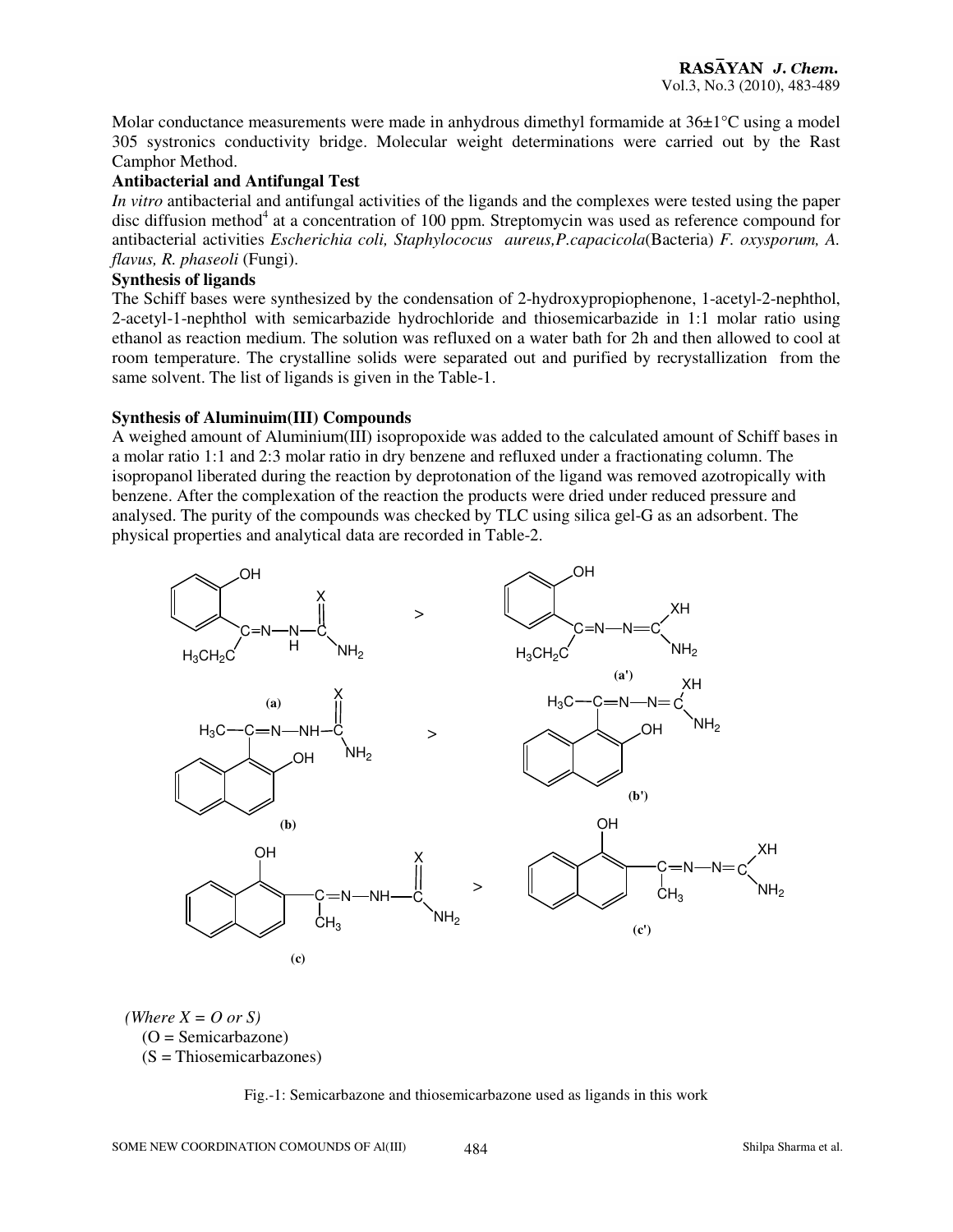Molar conductance measurements were made in anhydrous dimethyl formamide at 36±1°C using a model 305 systronics conductivity bridge. Molecular weight determinations were carried out by the Rast Camphor Method.

**Antibacterial and Antifungal Test**

*In vitro* antibacterial and antifungal activities of the ligands and the complexes were tested using the paper disc diffusion method[4] at a concentration of 100 ppm. Streptomycin was used as reference compound for antibacterial activities *Escherichia coli, Staphylococus aureus,P.capacicola*(Bacteria) *F. oxysporum, A. flavus, R. phaseoli* (Fungi).

**Synthesis of ligands**

The Schiff bases were synthesized by the condensation of 2-hydroxypropiophenone, 1-acetyl-2-nephthol, 2-acetyl-1-nephthol with semicarbazide hydrochloride and thiosemicarbazide in 1:1 molar ratio using ethanol as reaction medium. The solution was refluxed on a water bath for 2h and then allowed to cool at room temperature. The crystalline solids were separated out and purified by recrystallization from the same solvent. The list of ligands is given in the Table-1.

**Synthesis of Aluminuim(III) Compounds**

A weighed amount of Aluminium(III) isopropoxide was added to the calculated amount of Schiff bases in a molar ratio 1:1 and 2:3 molar ratio in dry benzene and refluxed under a fractionating column. The isopropanol liberated during the reaction by deprotonation of the ligand was removed azotropically with benzene. After the complexation of the reaction the products were dried under reduced pressure and analysed. The purity of the compounds was checked by TLC using silica gel-G as an adsorbent. The physical properties and analytical data are recorded in Table-2.

(a) > (a')

(b) > (b')

(c) > (c')

*(Where X = O or S)*
(O = Semicarbazone)
(S = Thiosemicarbazones)

Fig.-1: Semicarbazone and thiosemicarbazone used as ligands in this work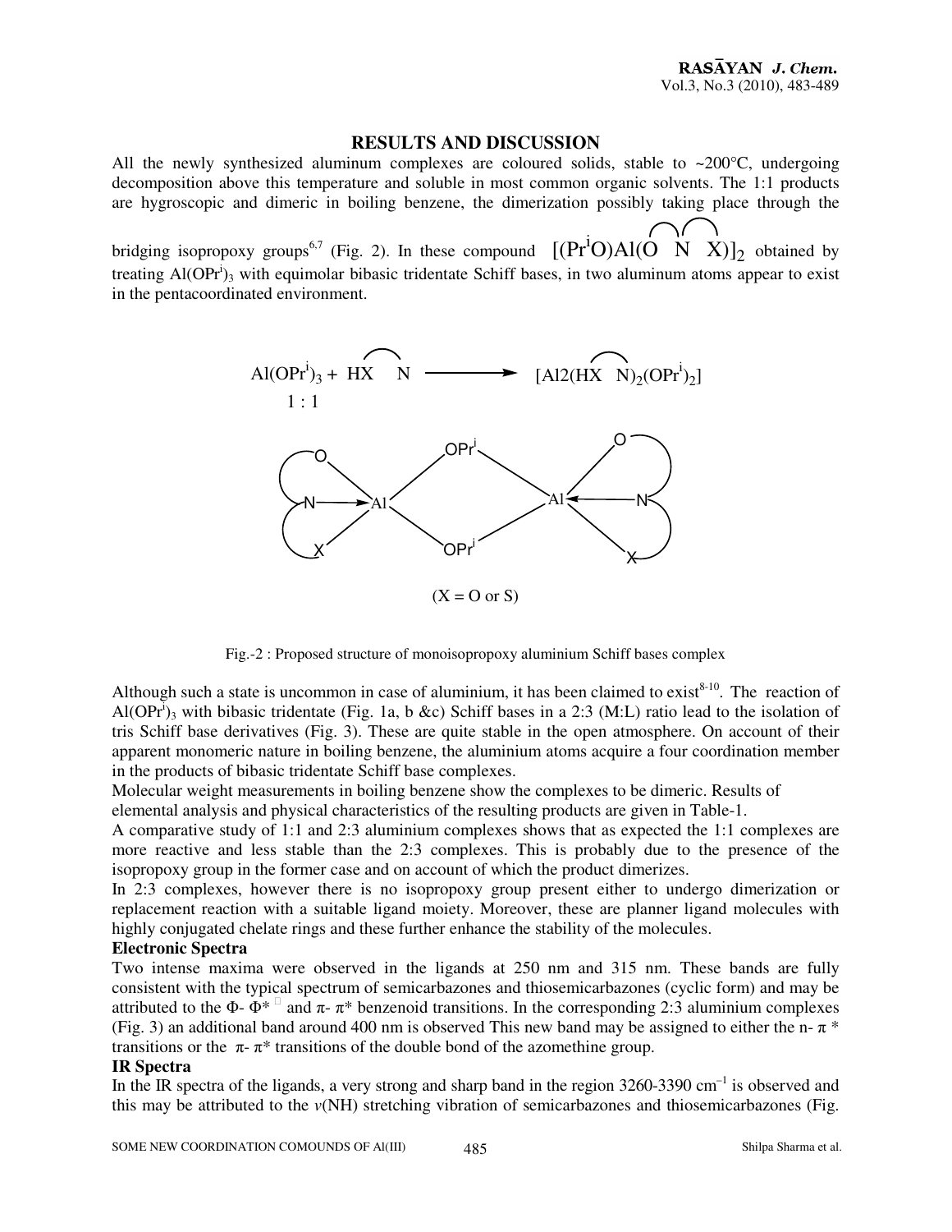## RESULTS AND DISCUSSION

All the newly synthesized aluminum complexes are coloured solids, stable to ~200°C, undergoing decomposition above this temperature and soluble in most common organic solvents. The 1:1 products are hygroscopic and dimeric in boiling benzene, the dimerization possibly taking place through the bridging isopropoxy groups[6,7] (Fig. 2). In these compound $[(Pr^iO)Al(O\ N\ X)]_2$ obtained by treating $Al(OPr^i)_3$ with equimolar bibasic tridentate Schiff bases, in two aluminum atoms appear to exist in the pentacoordinated environment.

$$Al(OPr^i)_3 + HX\ \ N \longrightarrow [Al2(HX\ \ N)_2(OPr^i)_2]$$

1 : 1

(X = O or S)

Fig.-2 : Proposed structure of monoisopropoxy aluminium Schiff bases complex

Although such a state is uncommon in case of aluminium, it has been claimed to exist[8-10]. The reaction of $Al(OPr^i)_3$ with bibasic tridentate (Fig. 1a, b &c) Schiff bases in a 2:3 (M:L) ratio lead to the isolation of tris Schiff base derivatives (Fig. 3). These are quite stable in the open atmosphere. On account of their apparent monomeric nature in boiling benzene, the aluminium atoms acquire a four coordination member in the products of bibasic tridentate Schiff base complexes.

Molecular weight measurements in boiling benzene show the complexes to be dimeric. Results of elemental analysis and physical characteristics of the resulting products are given in Table-1.

A comparative study of 1:1 and 2:3 aluminium complexes shows that as expected the 1:1 complexes are more reactive and less stable than the 2:3 complexes. This is probably due to the presence of the isopropoxy group in the former case and on account of which the product dimerizes.

In 2:3 complexes, however there is no isopropoxy group present either to undergo dimerization or replacement reaction with a suitable ligand moiety. Moreover, these are planner ligand molecules with highly conjugated chelate rings and these further enhance the stability of the molecules.

**Electronic Spectra**

Two intense maxima were observed in the ligands at 250 nm and 315 nm. These bands are fully consistent with the typical spectrum of semicarbazones and thiosemicarbazones (cyclic form) and may be attributed to the $\Phi$- $\Phi^*$ and $\pi$- $\pi^*$ benzenoid transitions. In the corresponding 2:3 aluminium complexes (Fig. 3) an additional band around 400 nm is observed This new band may be assigned to either the n- $\pi^*$ transitions or the $\pi$- $\pi^*$ transitions of the double bond of the azomethine group.

**IR Spectra**

In the IR spectra of the ligands, a very strong and sharp band in the region 3260-3390 $cm^{-1}$ is observed and this may be attributed to the *v*(NH) stretching vibration of semicarbazones and thiosemicarbazones (Fig.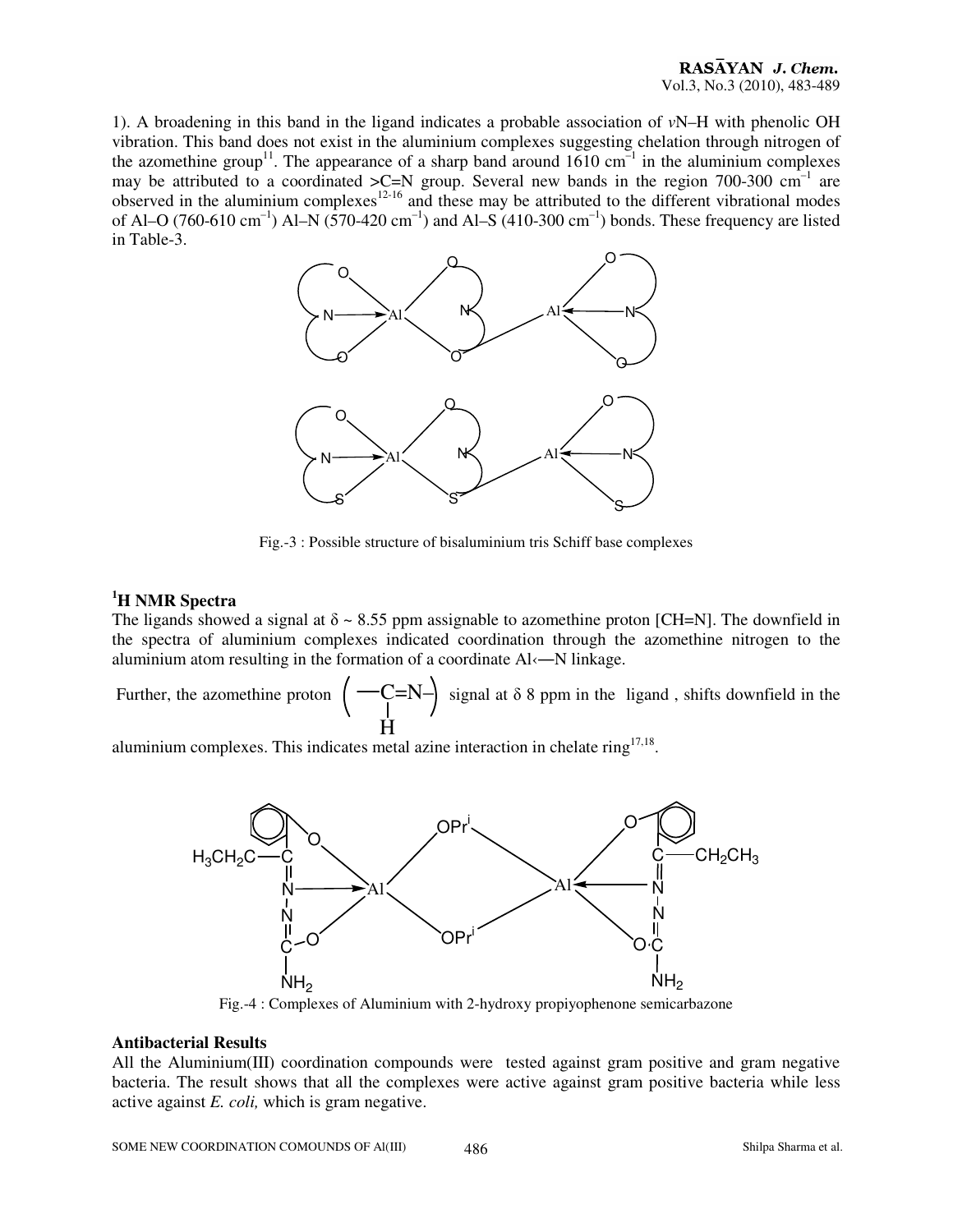1). A broadening in this band in the ligand indicates a probable association of *v*N–H with phenolic OH vibration. This band does not exist in the aluminium complexes suggesting chelation through nitrogen of the azomethine group[11]. The appearance of a sharp band around 1610 $cm^{-1}$ in the aluminium complexes may be attributed to a coordinated >C=N group. Several new bands in the region 700-300 $cm^{-1}$ are observed in the aluminium complexes[12-16] and these may be attributed to the different vibrational modes of Al–O (760-610 $cm^{-1}$) Al–N (570-420 $cm^{-1}$) and Al–S (410-300 $cm^{-1}$) bonds. These frequency are listed in Table-3.

Fig.-3 : Possible structure of bisaluminium tris Schiff base complexes

### [1]H NMR Spectra

The ligands showed a signal at δ ~ 8.55 ppm assignable to azomethine proton [CH=N]. The downfield in the spectra of aluminium complexes indicated coordination through the azomethine nitrogen to the aluminium atom resulting in the formation of a coordinate Al‹—N linkage.

Further, the azomethine proton (—CH=N—) signal at δ 8 ppm in the ligand , shifts downfield in the aluminium complexes. This indicates metal azine interaction in chelate ring[17,18].

Fig.-4 : Complexes of Aluminium with 2-hydroxy propiyophenone semicarbazone

**Antibacterial Results**

All the Aluminium(III) coordination compounds were tested against gram positive and gram negative bacteria. The result shows that all the complexes were active against gram positive bacteria while less active against *E. coli,* which is gram negative.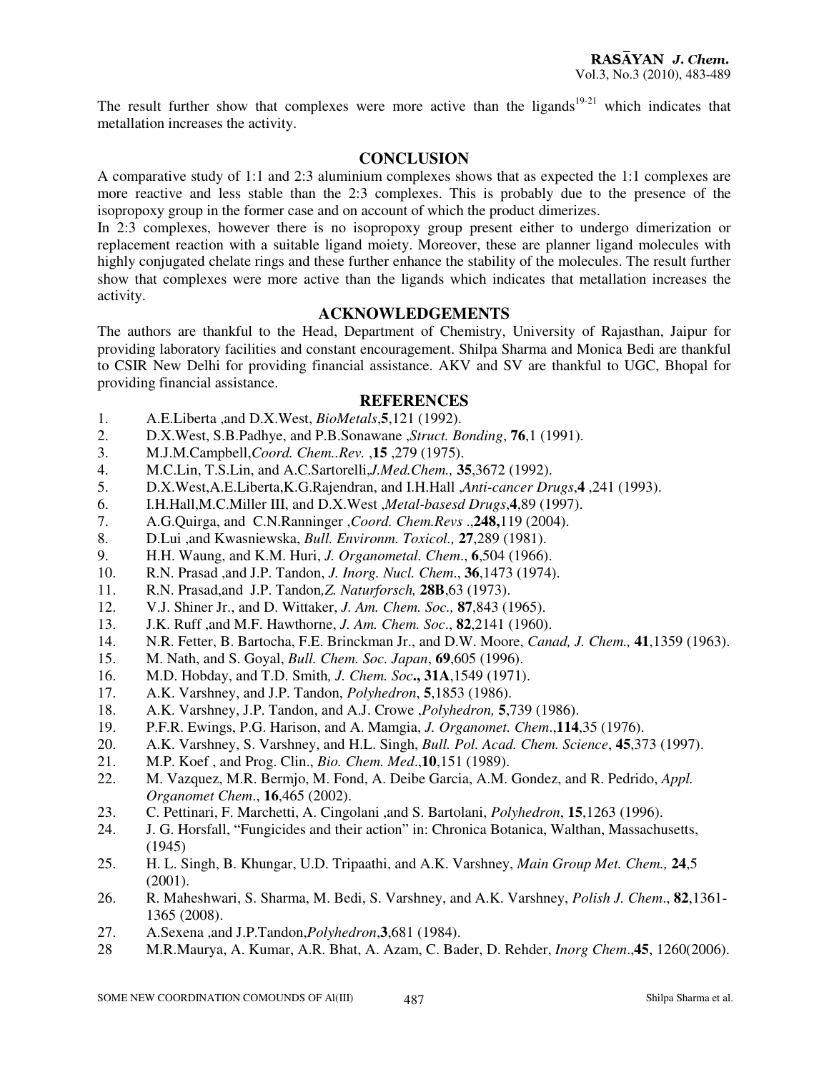The result further show that complexes were more active than the ligands[19-21] which indicates that metallation increases the activity.

## CONCLUSION

A comparative study of 1:1 and 2:3 aluminium complexes shows that as expected the 1:1 complexes are more reactive and less stable than the 2:3 complexes. This is probably due to the presence of the isopropoxy group in the former case and on account of which the product dimerizes.

In 2:3 complexes, however there is no isopropoxy group present either to undergo dimerization or replacement reaction with a suitable ligand moiety. Moreover, these are planner ligand molecules with highly conjugated chelate rings and these further enhance the stability of the molecules. The result further show that complexes were more active than the ligands which indicates that metallation increases the activity.

## ACKNOWLEDGEMENTS

The authors are thankful to the Head, Department of Chemistry, University of Rajasthan, Jaipur for providing laboratory facilities and constant encouragement. Shilpa Sharma and Monica Bedi are thankful to CSIR New Delhi for providing financial assistance. AKV and SV are thankful to UGC, Bhopal for providing financial assistance.

## REFERENCES

1. A.E.Liberta ,and D.X.West, *BioMetals*,**5**,121 (1992).
2. D.X.West, S.B.Padhye, and P.B.Sonawane ,*Struct. Bonding*, **76**,1 (1991).
3. M.J.M.Campbell,*Coord. Chem..Rev.* ,**15** ,279 (1975).
4. M.C.Lin, T.S.Lin, and A.C.Sartorelli,*J.Med.Chem.,* **35**,3672 (1992).
5. D.X.West,A.E.Liberta,K.G.Rajendran, and I.H.Hall ,*Anti-cancer Drugs*,**4** ,241 (1993).
6. I.H.Hall,M.C.Miller III, and D.X.West ,*Metal-basesd Drugs*,**4**,89 (1997).
7. A.G.Quirga, and C.N.Ranninger ,*Coord. Chem.Revs* .,**248,**119 (2004).
8. D.Lui ,and Kwasniewska, *Bull. Environm. Toxicol.,* **27**,289 (1981).
9. H.H. Waung, and K.M. Huri, *J. Organometal. Chem*., **6**,504 (1966).
10. R.N. Prasad ,and J.P. Tandon, *J. Inorg. Nucl. Chem*., **36**,1473 (1974).
11. R.N. Prasad,and J.P. Tandon,*Z. Naturforsch,* **28B**,63 (1973).
12. V.J. Shiner Jr., and D. Wittaker, *J. Am. Chem. Soc.,* **87**,843 (1965).
13. J.K. Ruff ,and M.F. Hawthorne, *J. Am. Chem. Soc*., **82**,2141 (1960).
14. N.R. Fetter, B. Bartocha, F.E. Brinckman Jr., and D.W. Moore, *Canad, J. Chem.,* **41**,1359 (1963).
15. M. Nath, and S. Goyal, *Bull. Chem. Soc. Japan*, **69**,605 (1996).
16. M.D. Hobday, and T.D. Smith*, J. Chem. Soc***., 31A**,1549 (1971).
17. A.K. Varshney, and J.P. Tandon, *Polyhedron*, **5**,1853 (1986).
18. A.K. Varshney, J.P. Tandon, and A.J. Crowe ,*Polyhedron,* **5**,739 (1986).
19. P.F.R. Ewings, P.G. Harison, and A. Mamgia, *J. Organomet. Chem*.,**114**,35 (1976).
20. A.K. Varshney, S. Varshney, and H.L. Singh, *Bull. Pol. Acad. Chem. Science*, **45**,373 (1997).
21. M.P. Koef , and Prog. Clin., *Bio. Chem. Med*.,**10**,151 (1989).
22. M. Vazquez, M.R. Bermjo, M. Fond, A. Deibe Garcia, A.M. Gondez, and R. Pedrido, *Appl. Organomet Chem*., **16**,465 (2002).
23. C. Pettinari, F. Marchetti, A. Cingolani ,and S. Bartolani, *Polyhedron*, **15**,1263 (1996).
24. J. G. Horsfall, "Fungicides and their action" in: Chronica Botanica, Walthan, Massachusetts, (1945)
25. H. L. Singh, B. Khungar, U.D. Tripaathi, and A.K. Varshney, *Main Group Met. Chem.,* **24**,5 (2001).
26. R. Maheshwari, S. Sharma, M. Bedi, S. Varshney, and A.K. Varshney, *Polish J. Chem*., **82**,1361-1365 (2008).
27. A.Sexena ,and J.P.Tandon,*Polyhedron*,**3**,681 (1984).
28. M.R.Maurya, A. Kumar, A.R. Bhat, A. Azam, C. Bader, D. Rehder, *Inorg Chem*.,**45**, 1260(2006).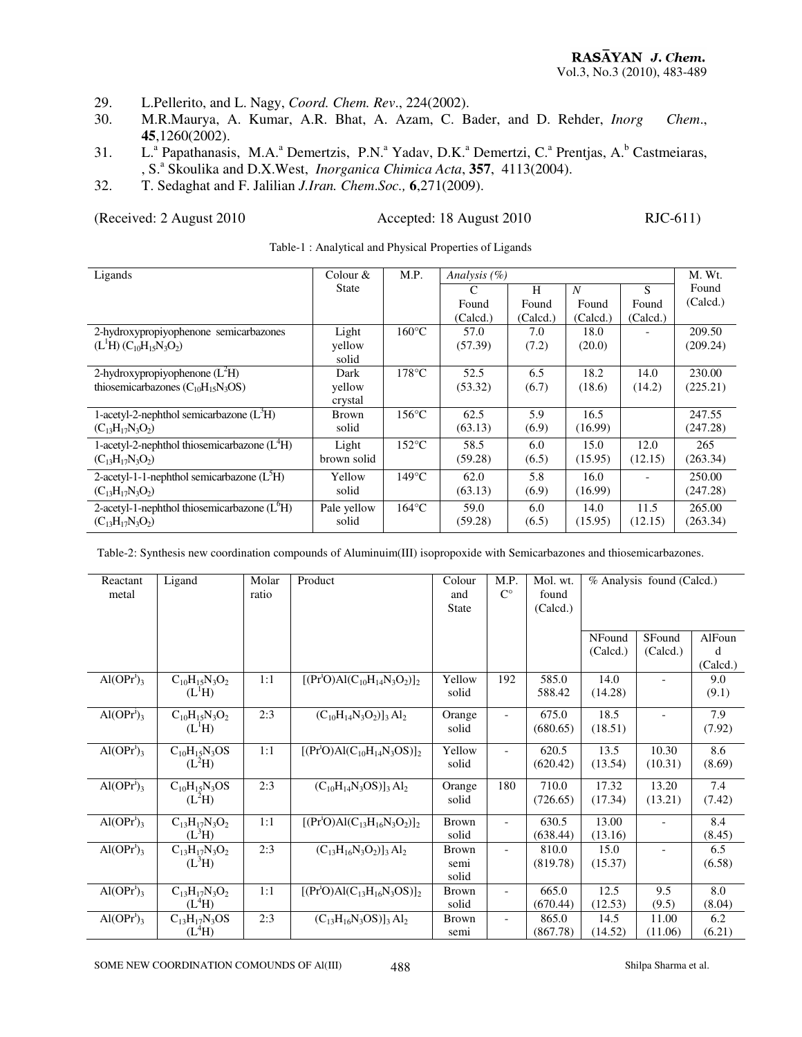29. L.Pellerito, and L. Nagy, *Coord. Chem. Rev*., 224(2002).
30. M.R.Maurya, A. Kumar, A.R. Bhat, A. Azam, C. Bader, and D. Rehder, *Inorg Chem*., **45**,1260(2002).
31. L.[a] Papathanasis, M.A.[a] Demertzis, P.N.[a] Yadav, D.K.[a] Demertzi, C.[a] Prentjas, A.[b] Castmeiaras, , S.[a] Skoulika and D.X.West, *Inorganica Chimica Acta*, **357**, 4113(2004).
32. T. Sedaghat and F. Jalilian *J.Iran. Chem.Soc.,* **6**,271(2009).

(Received: 2 August 2010 Accepted: 18 August 2010 RJC-611)

Table-1 : Analytical and Physical Properties of Ligands

| Ligands | Colour & State | M.P. | Analysis (%) | | | | M. Wt. Found (Calcd.) |
|---|---|---|---|---|---|---|---|
| | | | C Found (Calcd.) | H Found (Calcd.) | *N* Found (Calcd.) | S Found (Calcd.) | |
| 2-hydroxypropiyophenone semicarbazones ($L^1H$) ($C_{10}H_{15}N_3O_2$) | Light yellow solid | 160°C | 57.0 (57.39) | 7.0 (7.2) | 18.0 (20.0) | - | 209.50 (209.24) |
| 2-hydroxypropiyophenone ($L^2H$) thiosemicarbazones ($C_{10}H_{15}N_3OS$) | Dark yellow crystal | 178°C | 52.5 (53.32) | 6.5 (6.7) | 18.2 (18.6) | 14.0 (14.2) | 230.00 (225.21) |
| 1-acetyl-2-nephthol semicarbazone ($L^3H$) ($C_{13}H_{17}N_3O_2$) | Brown solid | 156°C | 62.5 (63.13) | 5.9 (6.9) | 16.5 (16.99) | | 247.55 (247.28) |
| 1-acetyl-2-nephthol thiosemicarbazone ($L^4H$) ($C_{13}H_{17}N_3O_2$) | Light brown solid | 152°C | 58.5 (59.28) | 6.0 (6.5) | 15.0 (15.95) | 12.0 (12.15) | 265 (263.34) |
| 2-acetyl-1-1-nephthol semicarbazone ($L^5H$) ($C_{13}H_{17}N_3O_2$) | Yellow solid | 149°C | 62.0 (63.13) | 5.8 (6.9) | 16.0 (16.99) | - | 250.00 (247.28) |
| 2-acetyl-1-nephthol thiosemicarbazone ($L^6H$) ($C_{13}H_{17}N_3O_2$) | Pale yellow solid | 164°C | 59.0 (59.28) | 6.0 (6.5) | 14.0 (15.95) | 11.5 (12.15) | 265.00 (263.34) |

Table-2: Synthesis new coordination compounds of Aluminuim(III) isopropoxide with Semicarbazones and thiosemicarbazones.

| Reactant metal | Ligand | Molar ratio | Product | Colour and State | M.P. C° | Mol. wt. found (Calcd.) | % Analysis found (Calcd.) | | |
|---|---|---|---|---|---|---|---|---|---|
| | | | | | | | NFound (Calcd.) | SFound (Calcd.) | AlFound (Calcd.) |
| $Al(OPr^i)_3$ | $C_{10}H_{15}N_3O_2$ ($L^1H$) | 1:1 | $[(Pr^iO)Al(C_{10}H_{14}N_3O_2)]_2$ | Yellow solid | 192 | 585.0 588.42 | 14.0 (14.28) | - | 9.0 (9.1) |
| $Al(OPr^i)_3$ | $C_{10}H_{15}N_3O_2$ ($L^1H$) | 2:3 | $(C_{10}H_{14}N_3O_2)]_3\,Al_2$ | Orange solid | - | 675.0 (680.65) | 18.5 (18.51) | - | 7.9 (7.92) |
| $Al(OPr^i)_3$ | $C_{10}H_{15}N_3OS$ ($L^2H$) | 1:1 | $[(Pr^iO)Al(C_{10}H_{14}N_3OS)]_2$ | Yellow solid | - | 620.5 (620.42) | 13.5 (13.54) | 10.30 (10.31) | 8.6 (8.69) |
| $Al(OPr^i)_3$ | $C_{10}H_{15}N_3OS$ ($L^2H$) | 2:3 | $(C_{10}H_{14}N_3OS)]_3\,Al_2$ | Orange solid | 180 | 710.0 (726.65) | 17.32 (17.34) | 13.20 (13.21) | 7.4 (7.42) |
| $Al(OPr^i)_3$ | $C_{13}H_{17}N_3O_2$ ($L^3H$) | 1:1 | $[(Pr^iO)Al(C_{13}H_{16}N_3O_2)]_2$ | Brown solid | - | 630.5 (638.44) | 13.00 (13.16) | - | 8.4 (8.45) |
| $Al(OPr^i)_3$ | $C_{13}H_{17}N_3O_2$ ($L^3H$) | 2:3 | $(C_{13}H_{16}N_3O_2)]_3\,Al_2$ | Brown semi solid | - | 810.0 (819.78) | 15.0 (15.37) | - | 6.5 (6.58) |
| $Al(OPr^i)_3$ | $C_{13}H_{17}N_3O_2$ ($L^4H$) | 1:1 | $[(Pr^iO)Al(C_{13}H_{16}N_3OS)]_2$ | Brown solid | - | 665.0 (670.44) | 12.5 (12.53) | 9.5 (9.5) | 8.0 (8.04) |
| $Al(OPr^i)_3$ | $C_{13}H_{17}N_3OS$ ($L^4H$) | 2:3 | $(C_{13}H_{16}N_3OS)]_3\,Al_2$ | Brown semi | - | 865.0 (867.78) | 14.5 (14.52) | 11.00 (11.06) | 6.2 (6.21) |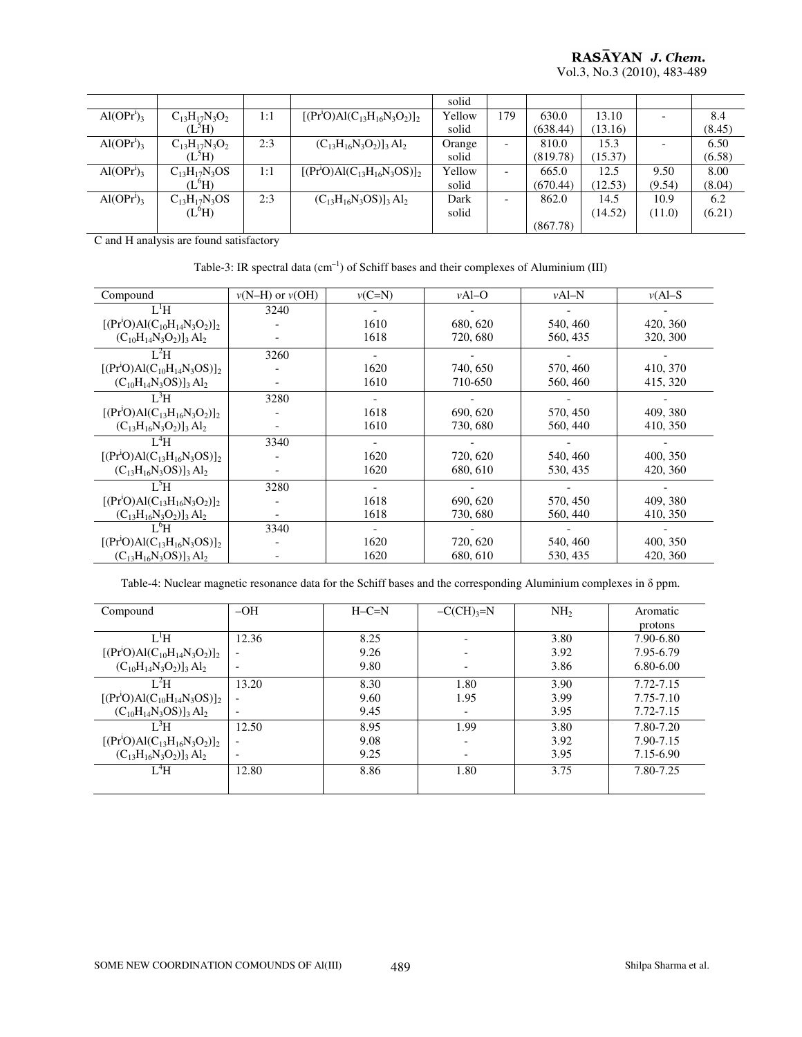| | | | | | | | | | |
|---|---|---|---|---|---|---|---|---|---|
| | | | | solid | | | | | |
| $Al(OPr^i)_3$ | $C_{13}H_{17}N_3O_2$ ($L^5H$) | 1:1 | $[(Pr^iO)Al(C_{13}H_{16}N_3O_2)]_2$ | Yellow solid | 179 | 630.0 (638.44) | 13.10 (13.16) | - | 8.4 (8.45) |
| $Al(OPr^i)_3$ | $C_{13}H_{17}N_3O_2$ ($L^5H$) | 2:3 | $(C_{13}H_{16}N_3O_2)]_3\,Al_2$ | Orange solid | - | 810.0 (819.78) | 15.3 (15.37) | - | 6.50 (6.58) |
| $Al(OPr^i)_3$ | $C_{13}H_{17}N_3OS$ ($L^6H$) | 1:1 | $[(Pr^iO)Al(C_{13}H_{16}N_3OS)]_2$ | Yellow solid | - | 665.0 (670.44) | 12.5 (12.53) | 9.50 (9.54) | 8.00 (8.04) |
| $Al(OPr^i)_3$ | $C_{13}H_{17}N_3OS$ ($L^6H$) | 2:3 | $(C_{13}H_{16}N_3OS)]_3\,Al_2$ | Dark solid | - | 862.0 (867.78) | 14.5 (14.52) | 10.9 (11.0) | 6.2 (6.21) |

C and H analysis are found satisfactory

Table-3: IR spectral data ($cm^{-1}$) of Schiff bases and their complexes of Aluminium (III)

| Compound | $\nu$(N–H) or $\nu$(OH) | $\nu$(C=N) | $\nu$Al–O | $\nu$Al–N | $\nu$(Al–S |
|---|---|---|---|---|---|
| $L^1H$ | 3240 | - | - | - | - |
| $[(Pr^iO)Al(C_{10}H_{14}N_3O_2)]_2$ | - | 1610 | 680, 620 | 540, 460 | 420, 360 |
| $(C_{10}H_{14}N_3O_2)]_3\,Al_2$ | - | 1618 | 720, 680 | 560, 435 | 320, 300 |
| $L^2H$ | 3260 | - | - | - | - |
| $[(Pr^iO)Al(C_{10}H_{14}N_3OS)]_2$ | - | 1620 | 740, 650 | 570, 460 | 410, 370 |
| $(C_{10}H_{14}N_3OS)]_3\,Al_2$ | - | 1610 | 710-650 | 560, 460 | 415, 320 |
| $L^3H$ | 3280 | - | - | - | - |
| $[(Pr^iO)Al(C_{13}H_{16}N_3O_2)]_2$ | - | 1618 | 690, 620 | 570, 450 | 409, 380 |
| $(C_{13}H_{16}N_3O_2)]_3\,Al_2$ | - | 1610 | 730, 680 | 560, 440 | 410, 350 |
| $L^4H$ | 3340 | - | - | - | - |
| $[(Pr^iO)Al(C_{13}H_{16}N_3OS)]_2$ | - | 1620 | 720, 620 | 540, 460 | 400, 350 |
| $(C_{13}H_{16}N_3OS)]_3\,Al_2$ | - | 1620 | 680, 610 | 530, 435 | 420, 360 |
| $L^5H$ | 3280 | - | - | - | - |
| $[(Pr^iO)Al(C_{13}H_{16}N_3O_2)]_2$ | - | 1618 | 690, 620 | 570, 450 | 409, 380 |
| $(C_{13}H_{16}N_3O_2)]_3\,Al_2$ | - | 1618 | 730, 680 | 560, 440 | 410, 350 |
| $L^6H$ | 3340 | - | - | - | - |
| $[(Pr^iO)Al(C_{13}H_{16}N_3OS)]_2$ | - | 1620 | 720, 620 | 540, 460 | 400, 350 |
| $(C_{13}H_{16}N_3OS)]_3\,Al_2$ | - | 1620 | 680, 610 | 530, 435 | 420, 360 |

Table-4: Nuclear magnetic resonance data for the Schiff bases and the corresponding Aluminium complexes in δ ppm.

| Compound | –OH | H–C=N | $–C(CH)_3=N$ | $NH_2$ | Aromatic protons |
|---|---|---|---|---|---|
| $L^1H$ | 12.36 | 8.25 | - | 3.80 | 7.90-6.80 |
| $[(Pr^iO)Al(C_{10}H_{14}N_3O_2)]_2$ | - | 9.26 | - | 3.92 | 7.95-6.79 |
| $(C_{10}H_{14}N_3O_2)]_3\,Al_2$ | - | 9.80 | - | 3.86 | 6.80-6.00 |
| $L^2H$ | 13.20 | 8.30 | 1.80 | 3.90 | 7.72-7.15 |
| $[(Pr^iO)Al(C_{10}H_{14}N_3OS)]_2$ | - | 9.60 | 1.95 | 3.99 | 7.75-7.10 |
| $(C_{10}H_{14}N_3OS)]_3\,Al_2$ | - | 9.45 | - | 3.95 | 7.72-7.15 |
| $L^3H$ | 12.50 | 8.95 | 1.99 | 3.80 | 7.80-7.20 |
| $[(Pr^iO)Al(C_{13}H_{16}N_3O_2)]_2$ | - | 9.08 | - | 3.92 | 7.90-7.15 |
| $(C_{13}H_{16}N_3O_2)]_3\,Al_2$ | - | 9.25 | - | 3.95 | 7.15-6.90 |
| $L^4H$ | 12.80 | 8.86 | 1.80 | 3.75 | 7.80-7.25 |